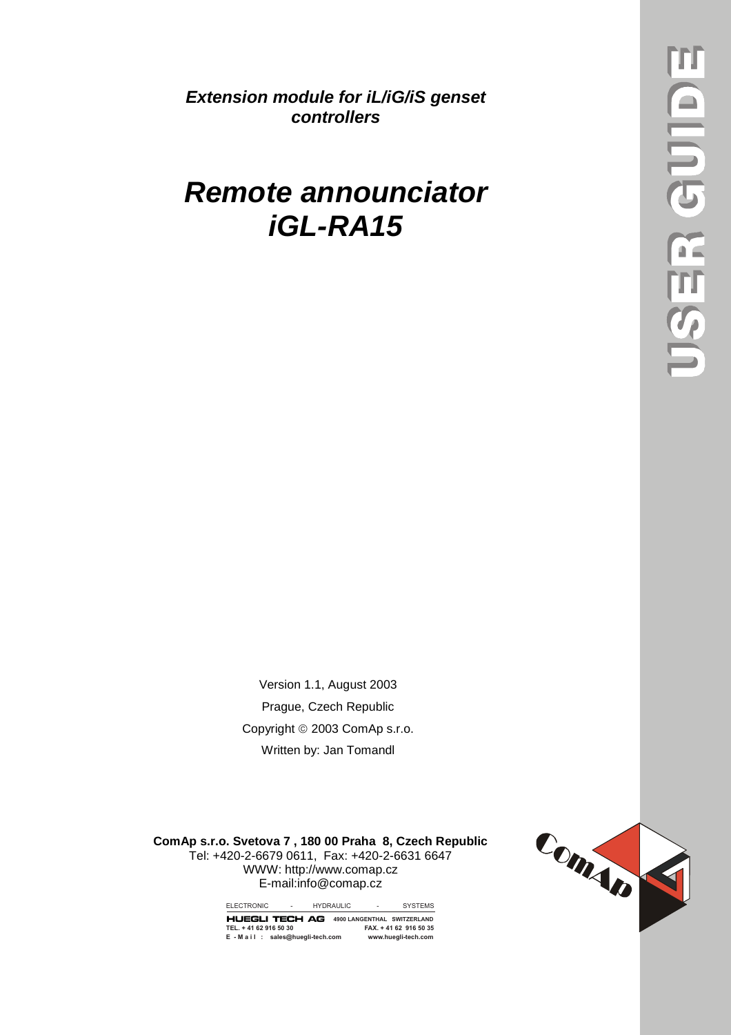***Extension module for iL/iG/iS genset controllers***

# ***Remote announciator iGL-RA15***

USER GUIDE

Version 1.1, August 2003

Prague, Czech Republic

Copyright © 2003 ComAp s.r.o.

Written by: Jan Tomandl

**ComAp s.r.o. Svetova 7 , 180 00 Praha 8, Czech Republic**
Tel: +420-2-6679 0611, Fax: +420-2-6631 6647
WWW: http://www.comap.cz
E-mail:info@comap.cz

ELECTRONIC - HYDRAULIC - SYSTEMS

**HUEGLI TECH AG** 4900 LANGENTHAL SWITZERLAND
TEL. + 41 62 916 50 30 FAX. + 41 62 916 50 35
E - M a i l : sales@huegli-tech.com www.huegli-tech.com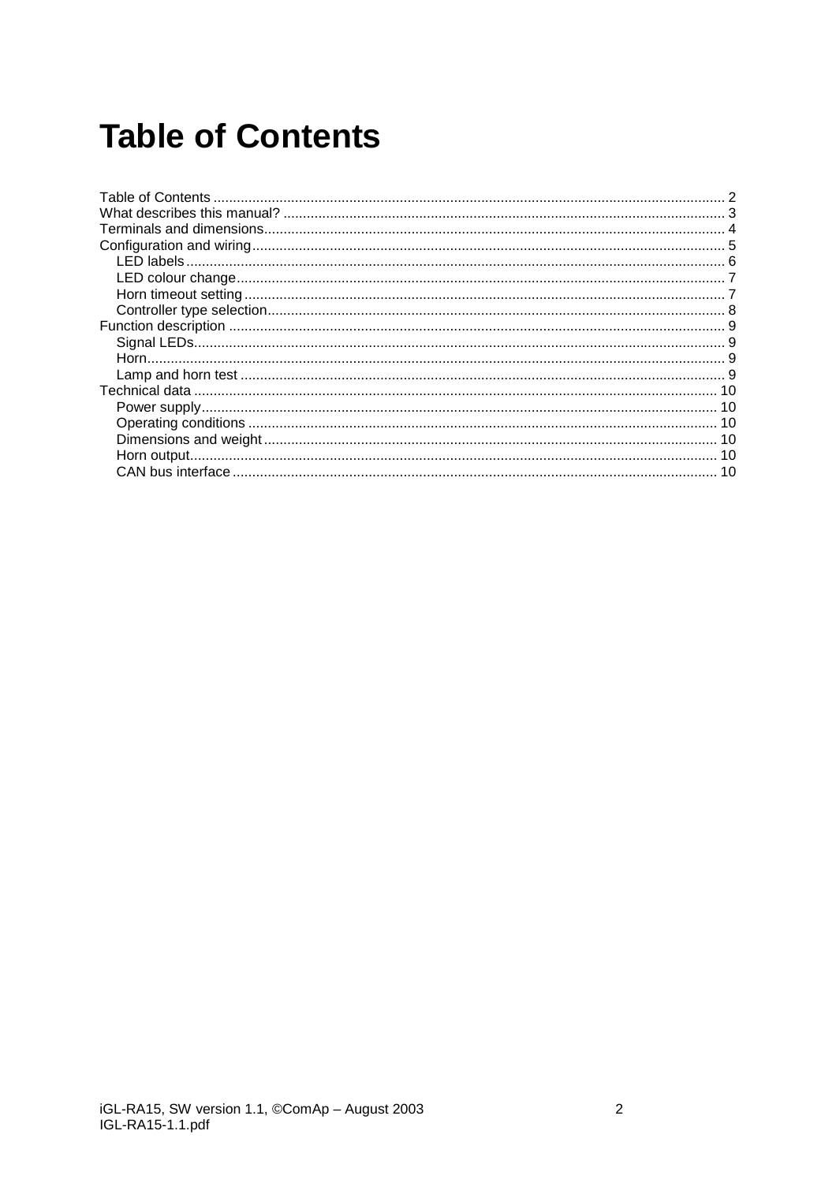# Table of Contents

- Table of Contents ........ 2
- What describes this manual? ........ 3
- Terminals and dimensions ........ 4
- Configuration and wiring ........ 5
  - LED labels ........ 6
  - LED colour change ........ 7
  - Horn timeout setting ........ 7
  - Controller type selection ........ 8
- Function description ........ 9
  - Signal LEDs ........ 9
  - Horn ........ 9
  - Lamp and horn test ........ 9
- Technical data ........ 10
  - Power supply ........ 10
  - Operating conditions ........ 10
  - Dimensions and weight ........ 10
  - Horn output ........ 10
  - CAN bus interface ........ 10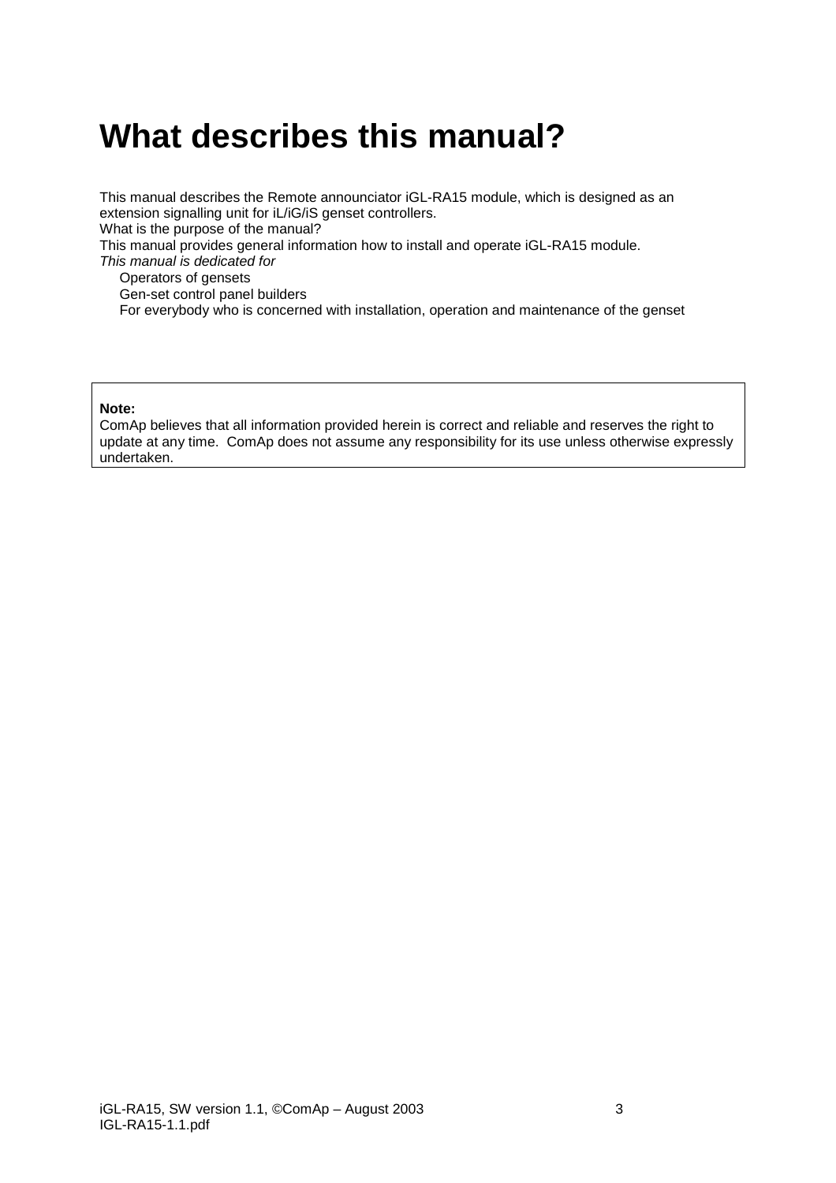# What describes this manual?

This manual describes the Remote announciator iGL-RA15 module, which is designed as an extension signalling unit for iL/iG/iS genset controllers.

What is the purpose of the manual?

This manual provides general information how to install and operate iGL-RA15 module.

*This manual is dedicated for*

- Operators of gensets
- Gen-set control panel builders
- For everybody who is concerned with installation, operation and maintenance of the genset

> **Note:**
> ComAp believes that all information provided herein is correct and reliable and reserves the right to update at any time. ComAp does not assume any responsibility for its use unless otherwise expressly undertaken.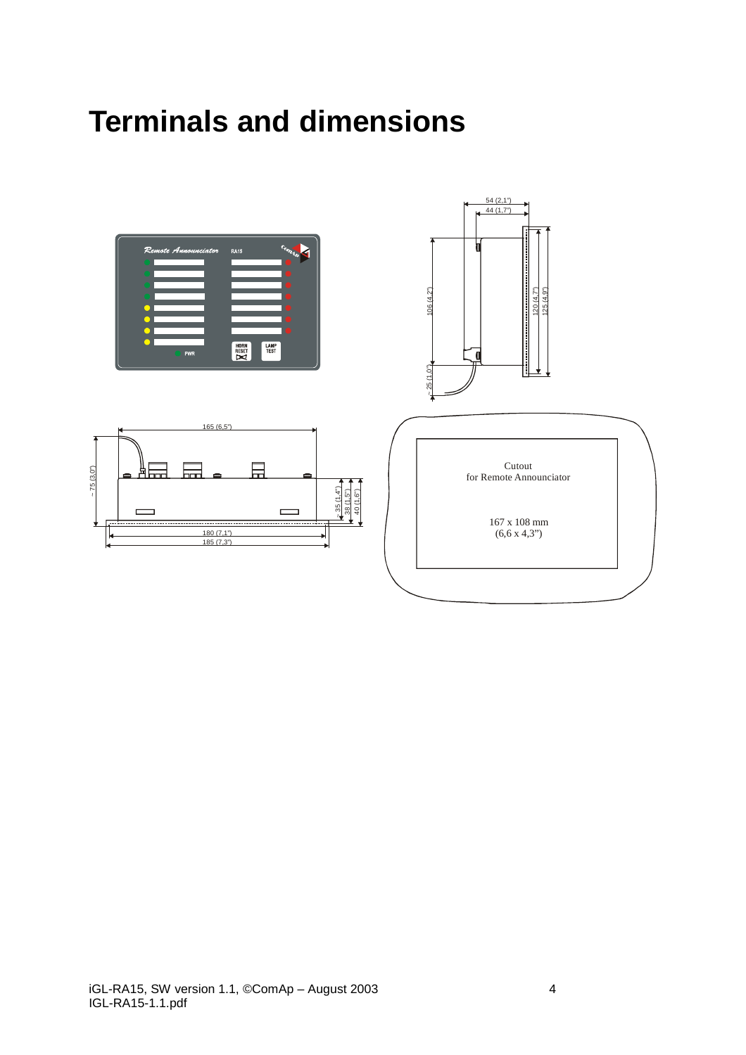# Terminals and dimensions

Remote Announciator RA15

PWR

HORN RESET

LAMP TEST

54 (2,1")

44 (1,7")

106 (4,2")

120 (4,7")

125 (4,9")

~ 25 (1,0")

165 (6,5")

~ 75 (3,0")

35 (1,4")

38 (1,5")

40 (1,6")

180 (7,1")

185 (7,3")

Cutout
for Remote Announciator

167 x 108 mm
(6,6 x 4,3")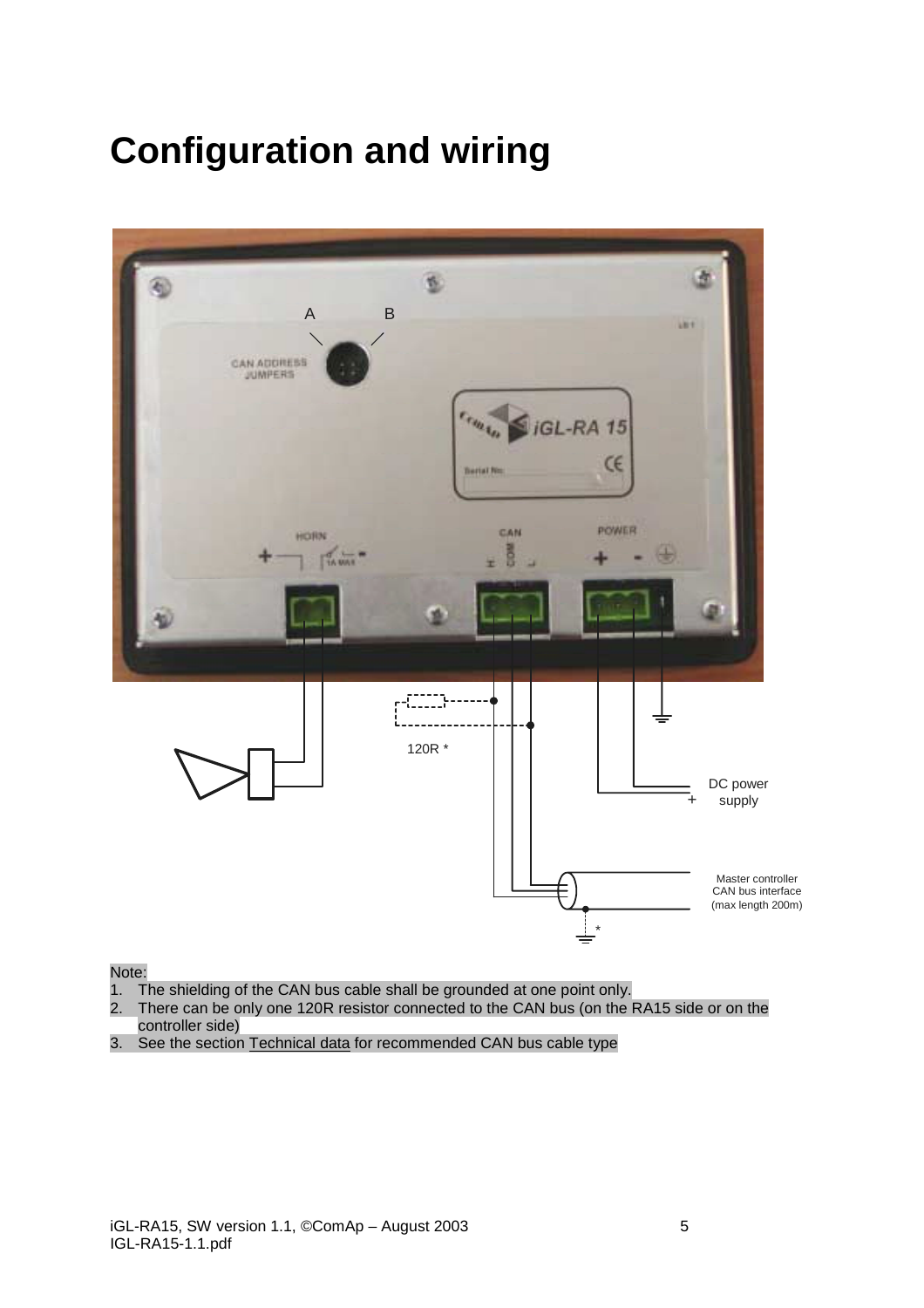# Configuration and wiring

Note:

1. The shielding of the CAN bus cable shall be grounded at one point only.
2. There can be only one 120R resistor connected to the CAN bus (on the RA15 side or on the controller side)
3. See the section Technical data for recommended CAN bus cable type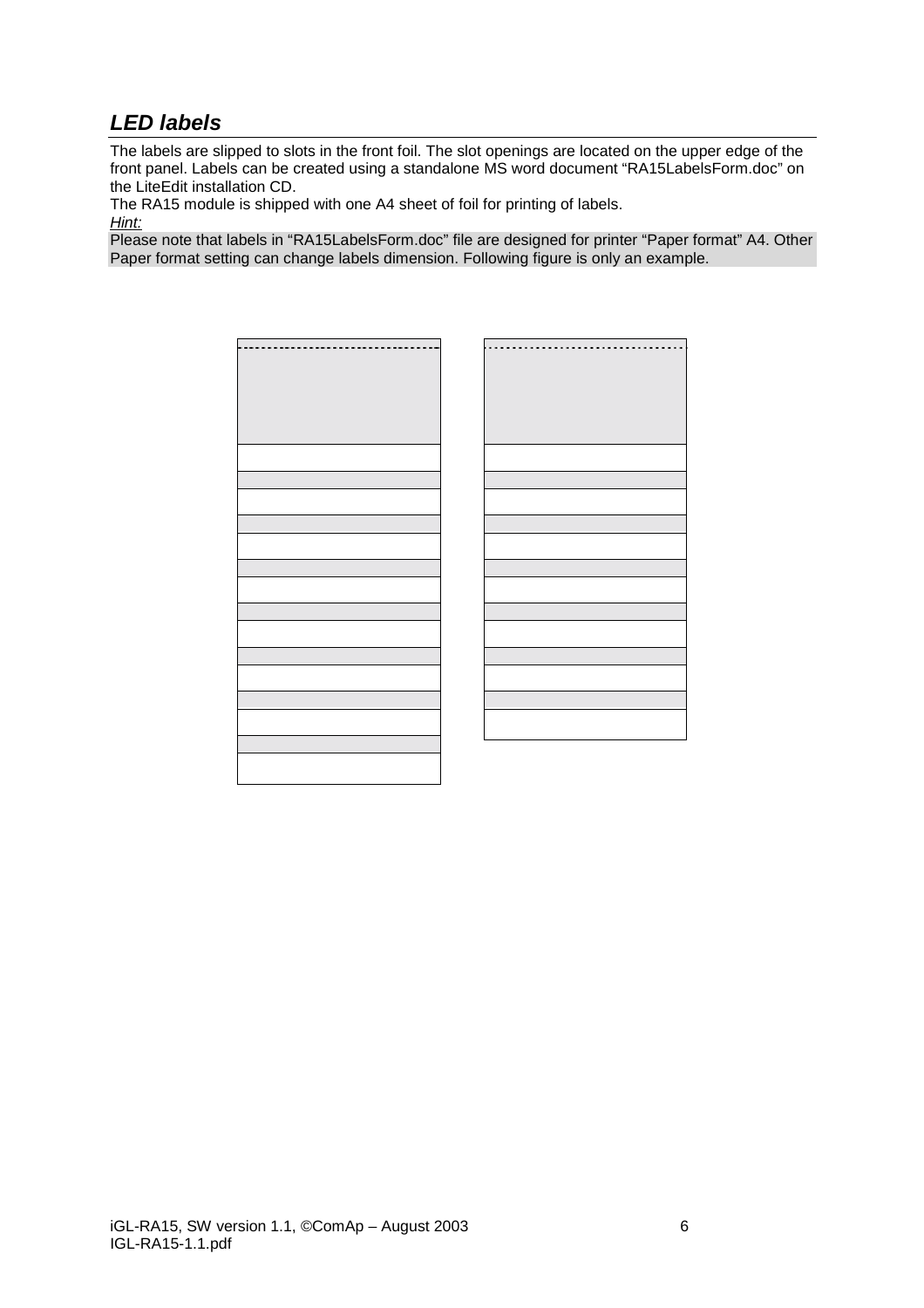## *LED labels*

The labels are slipped to slots in the front foil. The slot openings are located on the upper edge of the front panel. Labels can be created using a standalone MS word document “RA15LabelsForm.doc” on the LiteEdit installation CD.

The RA15 module is shipped with one A4 sheet of foil for printing of labels.

*Hint:*

Please note that labels in “RA15LabelsForm.doc” file are designed for printer “Paper format” A4. Other Paper format setting can change labels dimension. Following figure is only an example.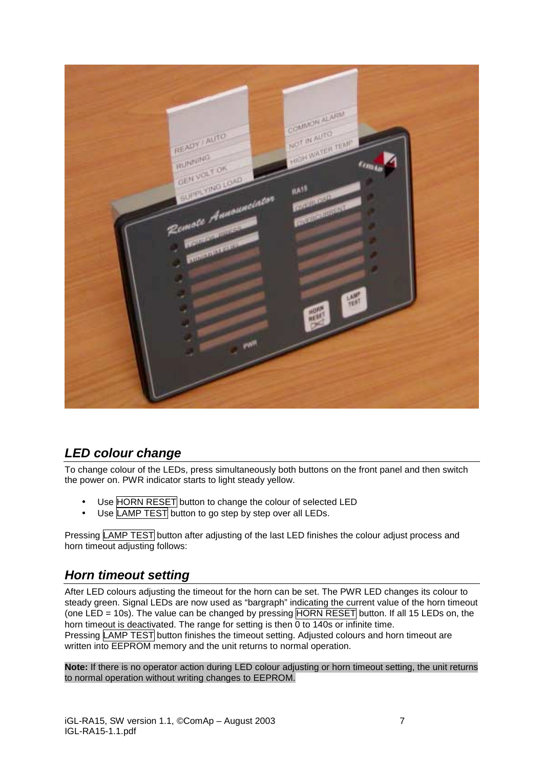## LED colour change

To change colour of the LEDs, press simultaneously both buttons on the front panel and then switch the power on. PWR indicator starts to light steady yellow.

- Use HORN RESET button to change the colour of selected LED
- Use LAMP TEST button to go step by step over all LEDs.

Pressing LAMP TEST button after adjusting of the last LED finishes the colour adjust process and horn timeout adjusting follows:

## Horn timeout setting

After LED colours adjusting the timeout for the horn can be set. The PWR LED changes its colour to steady green. Signal LEDs are now used as "bargraph" indicating the current value of the horn timeout (one LED = 10s). The value can be changed by pressing HORN RESET button. If all 15 LEDs on, the horn timeout is deactivated. The range for setting is then 0 to 140s or infinite time.
Pressing LAMP TEST button finishes the timeout setting. Adjusted colours and horn timeout are written into EEPROM memory and the unit returns to normal operation.

**Note:** If there is no operator action during LED colour adjusting or horn timeout setting, the unit returns to normal operation without writing changes to EEPROM.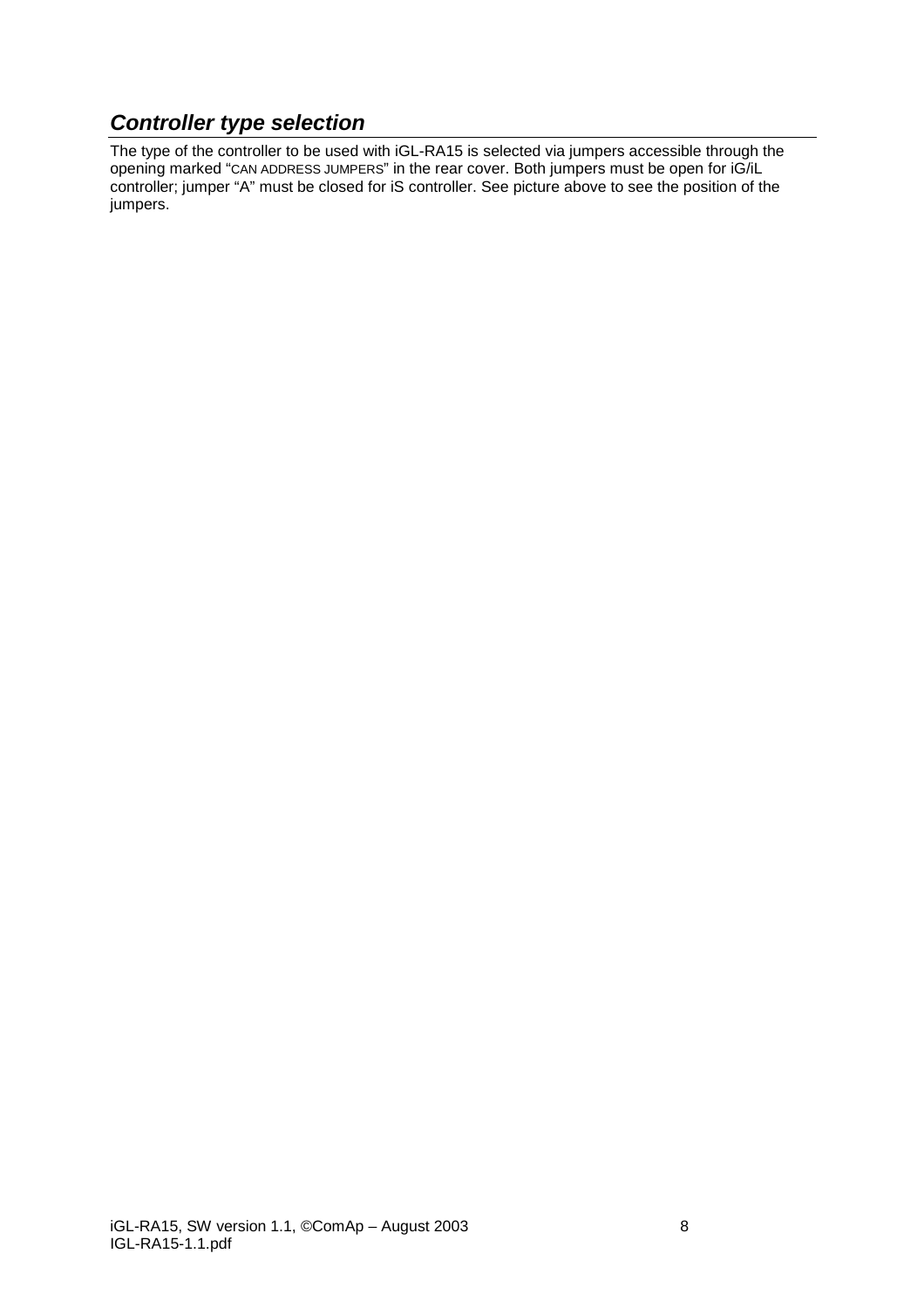## ***Controller type selection***

The type of the controller to be used with iGL-RA15 is selected via jumpers accessible through the opening marked "CAN ADDRESS JUMPERS" in the rear cover. Both jumpers must be open for iG/iL controller; jumper "A" must be closed for iS controller. See picture above to see the position of the jumpers.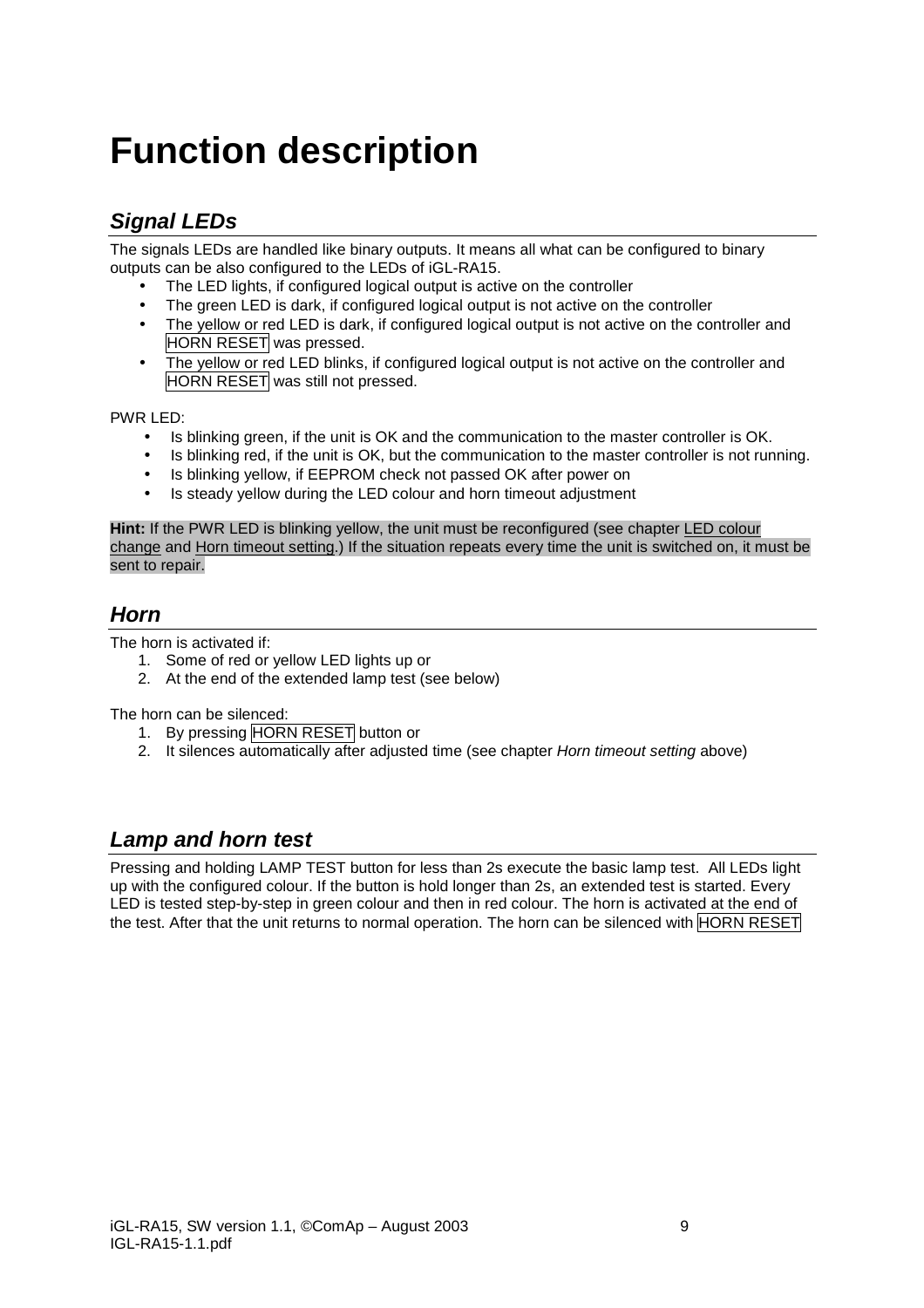# Function description

## *Signal LEDs*

The signals LEDs are handled like binary outputs. It means all what can be configured to binary outputs can be also configured to the LEDs of iGL-RA15.

- The LED lights, if configured logical output is active on the controller
- The green LED is dark, if configured logical output is not active on the controller
- The yellow or red LED is dark, if configured logical output is not active on the controller and HORN RESET was pressed.
- The yellow or red LED blinks, if configured logical output is not active on the controller and HORN RESET was still not pressed.

PWR LED:

- Is blinking green, if the unit is OK and the communication to the master controller is OK.
- Is blinking red, if the unit is OK, but the communication to the master controller is not running.
- Is blinking yellow, if EEPROM check not passed OK after power on
- Is steady yellow during the LED colour and horn timeout adjustment

**Hint:** If the PWR LED is blinking yellow, the unit must be reconfigured (see chapter LED colour change and Horn timeout setting.) If the situation repeats every time the unit is switched on, it must be sent to repair.

## *Horn*

The horn is activated if:

1. Some of red or yellow LED lights up or
2. At the end of the extended lamp test (see below)

The horn can be silenced:

1. By pressing HORN RESET button or
2. It silences automatically after adjusted time (see chapter *Horn timeout setting* above)

## *Lamp and horn test*

Pressing and holding LAMP TEST button for less than 2s execute the basic lamp test. All LEDs light up with the configured colour. If the button is hold longer than 2s, an extended test is started. Every LED is tested step-by-step in green colour and then in red colour. The horn is activated at the end of the test. After that the unit returns to normal operation. The horn can be silenced with HORN RESET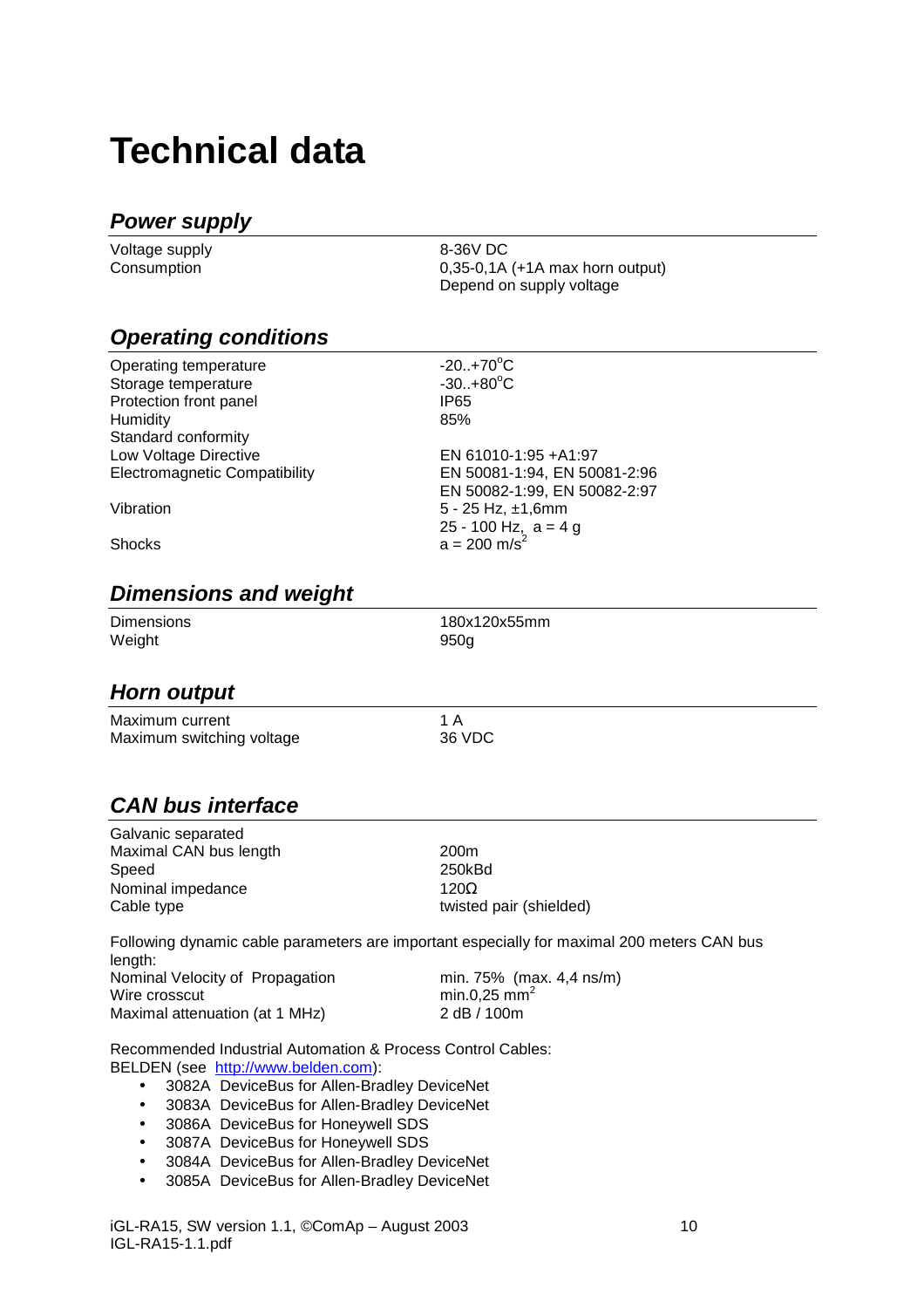# Technical data

## *Power supply*

| | |
|---|---|
| Voltage supply | 8-36V DC |
| Consumption | 0,35-0,1A (+1A max horn output)<br>Depend on supply voltage |

## *Operating conditions*

| | |
|---|---|
| Operating temperature | -20..+70°C |
| Storage temperature | -30..+80°C |
| Protection front panel | IP65 |
| Humidity | 85% |
| Standard conformity | |
| Low Voltage Directive | EN 61010-1:95 +A1:97 |
| Electromagnetic Compatibility | EN 50081-1:94, EN 50081-2:96<br>EN 50082-1:99, EN 50082-2:97 |
| Vibration | 5 - 25 Hz, ±1,6mm<br>25 - 100 Hz, a = 4 g |
| Shocks | a = 200 m/s$^2$ |

## *Dimensions and weight*

| | |
|---|---|
| Dimensions | 180x120x55mm |
| Weight | 950g |

## *Horn output*

| | |
|---|---|
| Maximum current | 1 A |
| Maximum switching voltage | 36 VDC |

## *CAN bus interface*

| | |
|---|---|
| Galvanic separated | |
| Maximal CAN bus length | 200m |
| Speed | 250kBd |
| Nominal impedance | 120Ω |
| Cable type | twisted pair (shielded) |

Following dynamic cable parameters are important especially for maximal 200 meters CAN bus length:

| | |
|---|---|
| Nominal Velocity of Propagation | min. 75% (max. 4,4 ns/m) |
| Wire crosscut | min.0,25 mm$^2$ |
| Maximal attenuation (at 1 MHz) | 2 dB / 100m |

Recommended Industrial Automation & Process Control Cables:
BELDEN (see http://www.belden.com):

- 3082A DeviceBus for Allen-Bradley DeviceNet
- 3083A DeviceBus for Allen-Bradley DeviceNet
- 3086A DeviceBus for Honeywell SDS
- 3087A DeviceBus for Honeywell SDS
- 3084A DeviceBus for Allen-Bradley DeviceNet
- 3085A DeviceBus for Allen-Bradley DeviceNet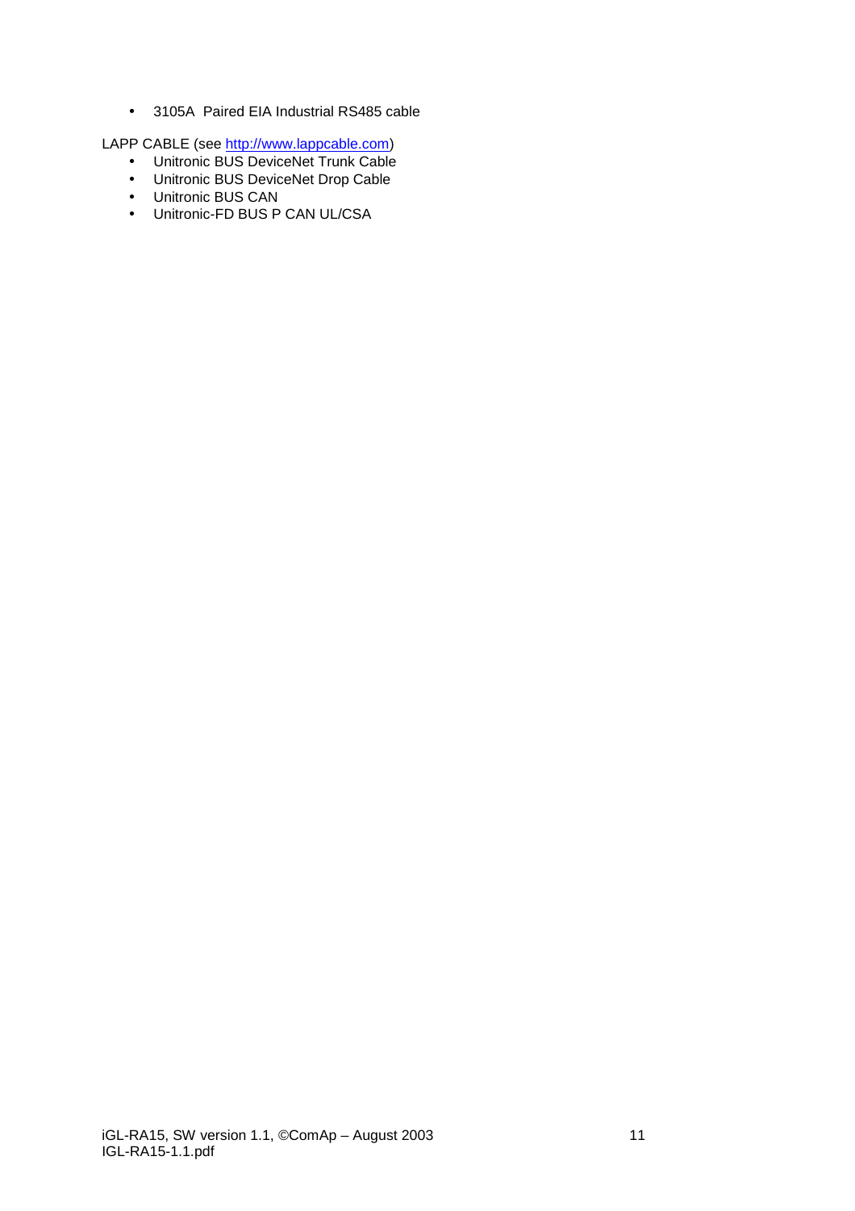- 3105A  Paired EIA Industrial RS485 cable

LAPP CABLE (see http://www.lappcable.com)

- Unitronic BUS DeviceNet Trunk Cable
- Unitronic BUS DeviceNet Drop Cable
- Unitronic BUS CAN
- Unitronic-FD BUS P CAN UL/CSA